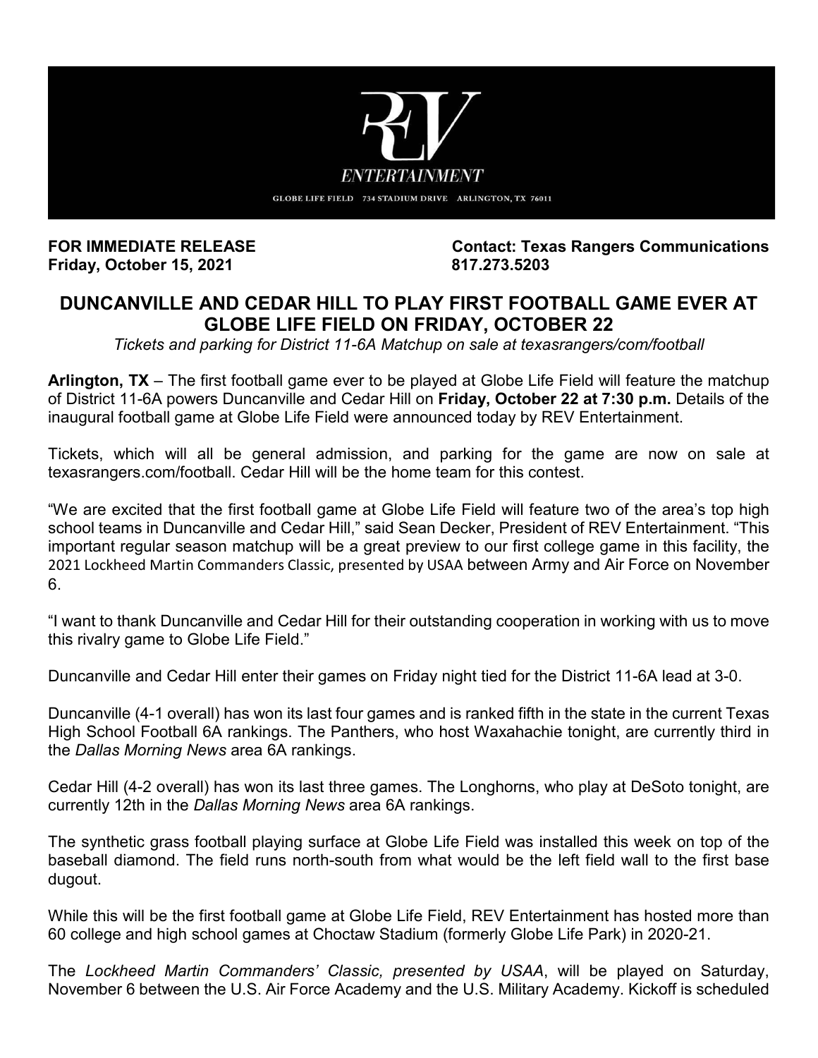REV ENTERTAINMENT

GLOBE LIFE FIELD 734 STADIUM DRIVE ARLINGTON, TX 76011

**FOR IMMEDIATE RELEASE**
**Friday, October 15, 2021**

**Contact: Texas Rangers Communications**
**817.273.5203**

## DUNCANVILLE AND CEDAR HILL TO PLAY FIRST FOOTBALL GAME EVER AT GLOBE LIFE FIELD ON FRIDAY, OCTOBER 22

*Tickets and parking for District 11-6A Matchup on sale at texasrangers/com/football*

**Arlington, TX** – The first football game ever to be played at Globe Life Field will feature the matchup of District 11-6A powers Duncanville and Cedar Hill on **Friday, October 22 at 7:30 p.m.** Details of the inaugural football game at Globe Life Field were announced today by REV Entertainment.

Tickets, which will all be general admission, and parking for the game are now on sale at texasrangers.com/football. Cedar Hill will be the home team for this contest.

"We are excited that the first football game at Globe Life Field will feature two of the area's top high school teams in Duncanville and Cedar Hill," said Sean Decker, President of REV Entertainment. "This important regular season matchup will be a great preview to our first college game in this facility, the 2021 Lockheed Martin Commanders Classic, presented by USAA between Army and Air Force on November 6.

"I want to thank Duncanville and Cedar Hill for their outstanding cooperation in working with us to move this rivalry game to Globe Life Field."

Duncanville and Cedar Hill enter their games on Friday night tied for the District 11-6A lead at 3-0.

Duncanville (4-1 overall) has won its last four games and is ranked fifth in the state in the current Texas High School Football 6A rankings. The Panthers, who host Waxahachie tonight, are currently third in the *Dallas Morning News* area 6A rankings.

Cedar Hill (4-2 overall) has won its last three games. The Longhorns, who play at DeSoto tonight, are currently 12th in the *Dallas Morning News* area 6A rankings.

The synthetic grass football playing surface at Globe Life Field was installed this week on top of the baseball diamond. The field runs north-south from what would be the left field wall to the first base dugout.

While this will be the first football game at Globe Life Field, REV Entertainment has hosted more than 60 college and high school games at Choctaw Stadium (formerly Globe Life Park) in 2020-21.

The *Lockheed Martin Commanders' Classic, presented by USAA*, will be played on Saturday, November 6 between the U.S. Air Force Academy and the U.S. Military Academy. Kickoff is scheduled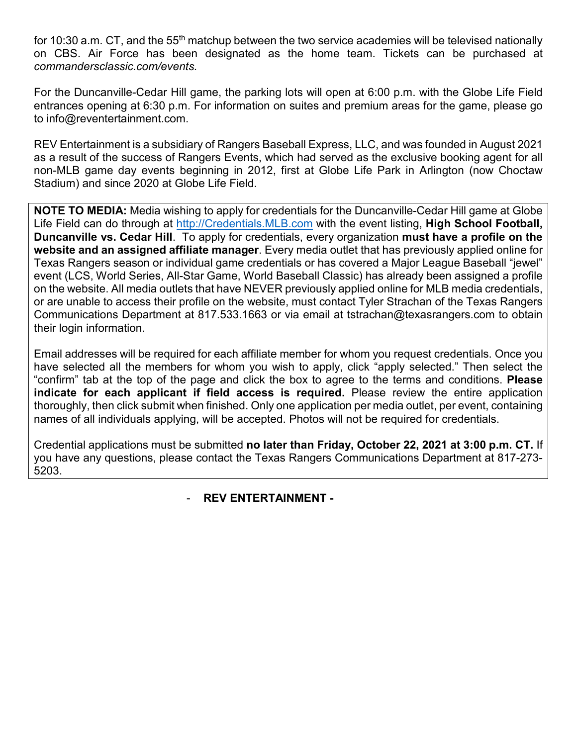for 10:30 a.m. CT, and the 55th matchup between the two service academies will be televised nationally on CBS. Air Force has been designated as the home team. Tickets can be purchased at *commandersclassic.com/events.*

For the Duncanville-Cedar Hill game, the parking lots will open at 6:00 p.m. with the Globe Life Field entrances opening at 6:30 p.m. For information on suites and premium areas for the game, please go to info@reventertainment.com.

REV Entertainment is a subsidiary of Rangers Baseball Express, LLC, and was founded in August 2021 as a result of the success of Rangers Events, which had served as the exclusive booking agent for all non-MLB game day events beginning in 2012, first at Globe Life Park in Arlington (now Choctaw Stadium) and since 2020 at Globe Life Field.

**NOTE TO MEDIA:** Media wishing to apply for credentials for the Duncanville-Cedar Hill game at Globe Life Field can do through at [http://Credentials.MLB.com](http://Credentials.MLB.com) with the event listing, **High School Football, Duncanville vs. Cedar Hill**. To apply for credentials, every organization **must have a profile on the website and an assigned affiliate manager**. Every media outlet that has previously applied online for Texas Rangers season or individual game credentials or has covered a Major League Baseball "jewel" event (LCS, World Series, All-Star Game, World Baseball Classic) has already been assigned a profile on the website. All media outlets that have NEVER previously applied online for MLB media credentials, or are unable to access their profile on the website, must contact Tyler Strachan of the Texas Rangers Communications Department at 817.533.1663 or via email at tstrachan@texasrangers.com to obtain their login information.

Email addresses will be required for each affiliate member for whom you request credentials. Once you have selected all the members for whom you wish to apply, click "apply selected." Then select the "confirm" tab at the top of the page and click the box to agree to the terms and conditions. **Please indicate for each applicant if field access is required.** Please review the entire application thoroughly, then click submit when finished. Only one application per media outlet, per event, containing names of all individuals applying, will be accepted. Photos will not be required for credentials.

Credential applications must be submitted **no later than Friday, October 22, 2021 at 3:00 p.m. CT.** If you have any questions, please contact the Texas Rangers Communications Department at 817-273-5203.

**- REV ENTERTAINMENT -**